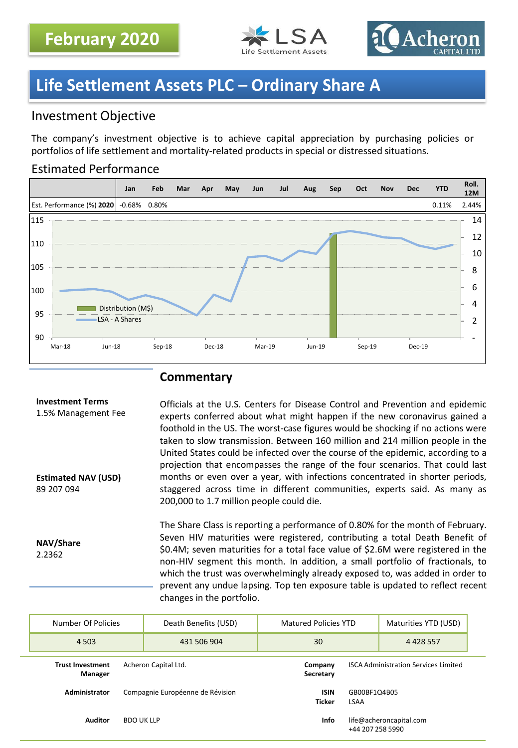February 2020

# Life Settlement Assets PLC – Ordinary Share A

## Investment Objective

The company's investment objective is to achieve capital appreciation by purchasing policies or portfolios of life settlement and mortality-related products in special or distressed situations.

## Estimated Performance

| | Jan | Feb | Mar | Apr | May | Jun | Jul | Aug | Sep | Oct | Nov | Dec | YTD | Roll. 12M |
|---|---|---|---|---|---|---|---|---|---|---|---|---|---|---|
| Est. Performance (%) **2020** | -0.68% | 0.80% | | | | | | | | | | | 0.11% | 2.44% |

## Commentary

**Investment Terms**
1.5% Management Fee

**Estimated NAV (USD)**
89 207 094

**NAV/Share**
2.2362

Officials at the U.S. Centers for Disease Control and Prevention and epidemic experts conferred about what might happen if the new coronavirus gained a foothold in the US. The worst-case figures would be shocking if no actions were taken to slow transmission. Between 160 million and 214 million people in the United States could be infected over the course of the epidemic, according to a projection that encompasses the range of the four scenarios. That could last months or even over a year, with infections concentrated in shorter periods, staggered across time in different communities, experts said. As many as 200,000 to 1.7 million people could die.

The Share Class is reporting a performance of 0.80% for the month of February. Seven HIV maturities were registered, contributing a total Death Benefit of $0.4M; seven maturities for a total face value of $2.6M were registered in the non-HIV segment this month. In addition, a small portfolio of fractionals, to which the trust was overwhelmingly already exposed to, was added in order to prevent any undue lapsing. Top ten exposure table is updated to reflect recent changes in the portfolio.

| Number Of Policies | Death Benefits (USD) | Matured Policies YTD | Maturities YTD (USD) |
|---|---|---|---|
| 4 503 | 431 506 904 | 30 | 4 428 557 |

| | | | |
|---|---|---|---|
| **Trust Investment Manager** | Acheron Capital Ltd. | **Company Secretary** | ISCA Administration Services Limited |
| **Administrator** | Compagnie Européenne de Révision | **ISIN Ticker** | GB00BF1Q4B05 LSAA |
| **Auditor** | BDO UK LLP | **Info** | life@acheroncapital.com +44 207 258 5990 |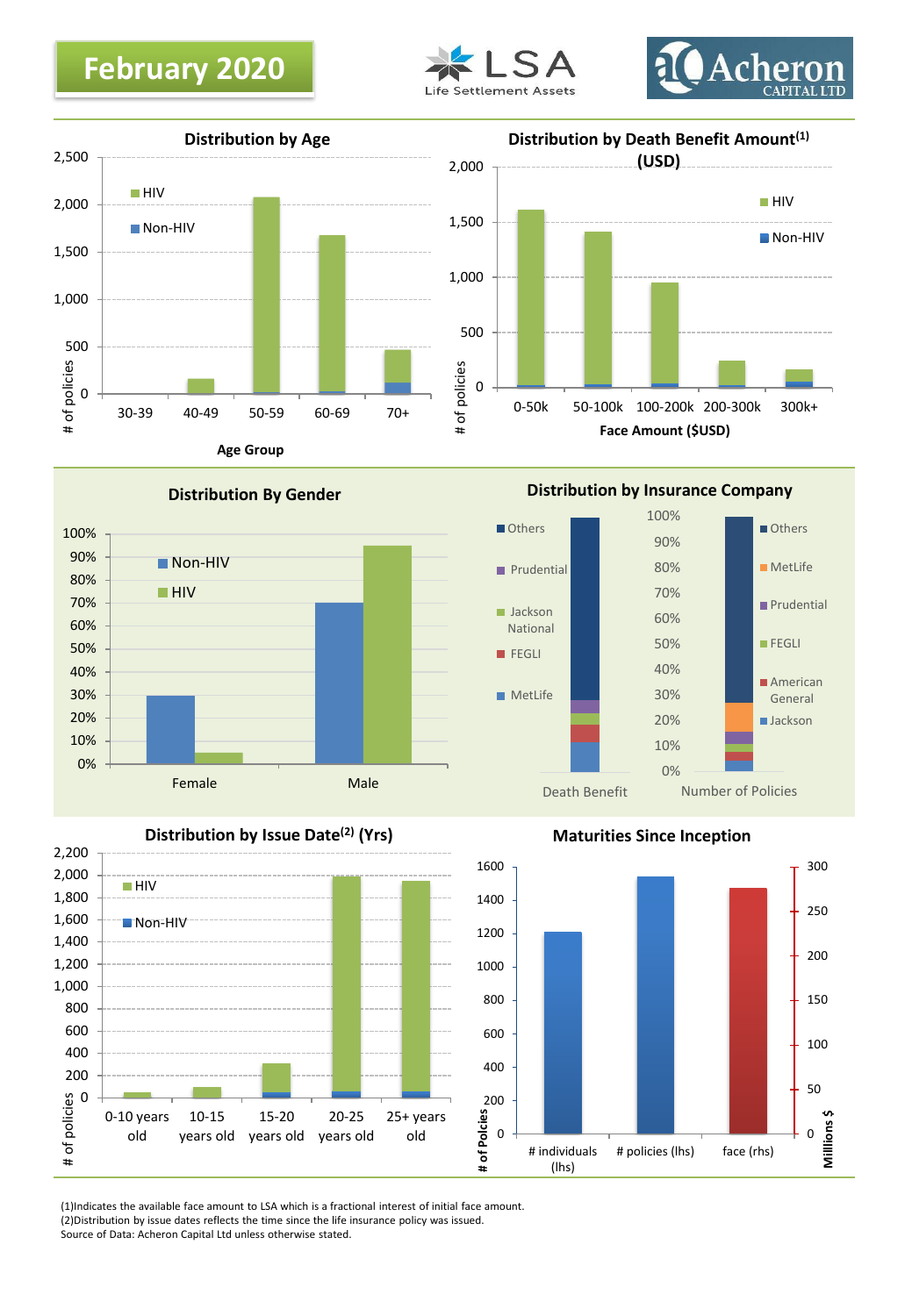# February 2020

LSA Life Settlement Assets

Acheron CAPITAL LTD

## Distribution by Age

2,500
2,000
1,500
1,000
500
0

# of policies

HIV
Non-HIV

30-39 | 40-49 | 50-59 | 60-69 | 70+

Age Group

## Distribution by Death Benefit Amount[1] (USD)

2,000
1,500
1,000
500
0

# of policies

HIV
Non-HIV

0-50k | 50-100k | 100-200k | 200-300k | 300k+

Face Amount ($USD)

## Distribution By Gender

100%
90%
80%
70%
60%
50%
40%
30%
20%
10%
0%

Non-HIV
HIV

Female | Male

## Distribution by Insurance Company

100%
90%
80%
70%
60%
50%
40%
30%
20%
10%
0%

Death Benefit: Others, Prudential, Jackson National, FEGLI, MetLife

Number of Policies: Others, MetLife, Prudential, FEGLI, American General, Jackson

## Distribution by Issue Date[2] (Yrs)

2,200
2,000
1,800
1,600
1,400
1,200
1,000
800
600
400
200
0

# of policies

HIV
Non-HIV

0-10 years old | 10-15 years old | 15-20 years old | 20-25 years old | 25+ years old

## Maturities Since Inception

1600
1400
1200
1000
800
600
400
200
0

# of Policies

300
250
200
150
100
50
0

Millions $

# individuals (lhs) | # policies (lhs) | face (rhs)

(1)Indicates the available face amount to LSA which is a fractional interest of initial face amount.
(2)Distribution by issue dates reflects the time since the life insurance policy was issued.
Source of Data: Acheron Capital Ltd unless otherwise stated.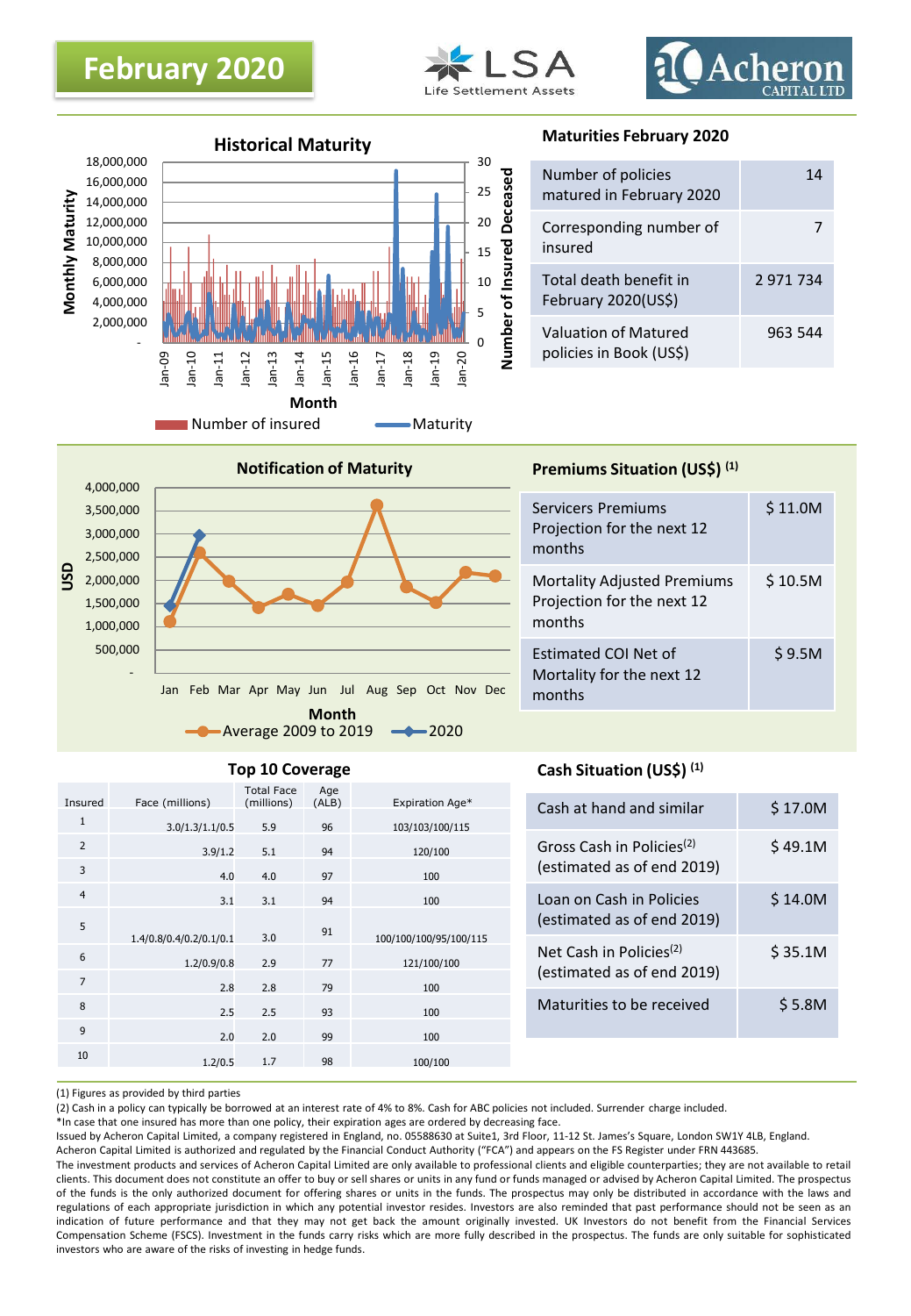# February 2020

LSA Life Settlement Assets

Acheron CAPITAL LTD

## Historical Maturity

Monthly Maturity

18,000,000
16,000,000
14,000,000
12,000,000
10,000,000
8,000,000
6,000,000
4,000,000
2,000,000
-

Number of Insured Deceased

30
25
20
15
10
5
0

Jan-09 Jan-10 Jan-11 Jan-12 Jan-13 Jan-14 Jan-15 Jan-16 Jan-17 Jan-18 Jan-19 Jan-20

Month

Number of insured — Maturity

## Maturities February 2020

| | |
|---|---|
| Number of policies matured in February 2020 | 14 |
| Corresponding number of insured | 7 |
| Total death benefit in February 2020(US$) | 2 971 734 |
| Valuation of Matured policies in Book (US$) | 963 544 |

## Notification of Maturity

USD

4,000,000
3,500,000
3,000,000
2,500,000
2,000,000
1,500,000
1,000,000
500,000
-

Jan Feb Mar Apr May Jun Jul Aug Sep Oct Nov Dec

Month

Average 2009 to 2019 — 2020

## Premiums Situation (US$) (1)

| | |
|---|---|
| Servicers Premiums Projection for the next 12 months | $ 11.0M |
| Mortality Adjusted Premiums Projection for the next 12 months | $ 10.5M |
| Estimated COI Net of Mortality for the next 12 months | $ 9.5M |

## Top 10 Coverage

| Insured | Face (millions) | Total Face (millions) | Age (ALB) | Expiration Age* |
|---|---|---|---|---|
| 1 | 3.0/1.3/1.1/0.5 | 5.9 | 96 | 103/103/100/115 |
| 2 | 3.9/1.2 | 5.1 | 94 | 120/100 |
| 3 | 4.0 | 4.0 | 97 | 100 |
| 4 | 3.1 | 3.1 | 94 | 100 |
| 5 | 1.4/0.8/0.4/0.2/0.1/0.1 | 3.0 | 91 | 100/100/100/95/100/115 |
| 6 | 1.2/0.9/0.8 | 2.9 | 77 | 121/100/100 |
| 7 | 2.8 | 2.8 | 79 | 100 |
| 8 | 2.5 | 2.5 | 93 | 100 |
| 9 | 2.0 | 2.0 | 99 | 100 |
| 10 | 1.2/0.5 | 1.7 | 98 | 100/100 |

## Cash Situation (US$) (1)

| | |
|---|---|
| Cash at hand and similar | $ 17.0M |
| Gross Cash in Policies(2) (estimated as of end 2019) | $ 49.1M |
| Loan on Cash in Policies (estimated as of end 2019) | $ 14.0M |
| Net Cash in Policies(2) (estimated as of end 2019) | $ 35.1M |
| Maturities to be received | $ 5.8M |

(1) Figures as provided by third parties
(2) Cash in a policy can typically be borrowed at an interest rate of 4% to 8%. Cash for ABC policies not included. Surrender charge included.
*In case that one insured has more than one policy, their expiration ages are ordered by decreasing face.
Issued by Acheron Capital Limited, a company registered in England, no. 05588630 at Suite1, 3rd Floor, 11-12 St. James's Square, London SW1Y 4LB, England.
Acheron Capital Limited is authorized and regulated by the Financial Conduct Authority ("FCA") and appears on the FS Register under FRN 443685.
The investment products and services of Acheron Capital Limited are only available to professional clients and eligible counterparties; they are not available to retail clients. This document does not constitute an offer to buy or sell shares or units in any fund or funds managed or advised by Acheron Capital Limited. The prospectus of the funds is the only authorized document for offering shares or units in the funds. The prospectus may only be distributed in accordance with the laws and regulations of each appropriate jurisdiction in which any potential investor resides. Investors are also reminded that past performance should not be seen as an indication of future performance and that they may not get back the amount originally invested. UK Investors do not benefit from the Financial Services Compensation Scheme (FSCS). Investment in the funds carry risks which are more fully described in the prospectus. The funds are only suitable for sophisticated investors who are aware of the risks of investing in hedge funds.